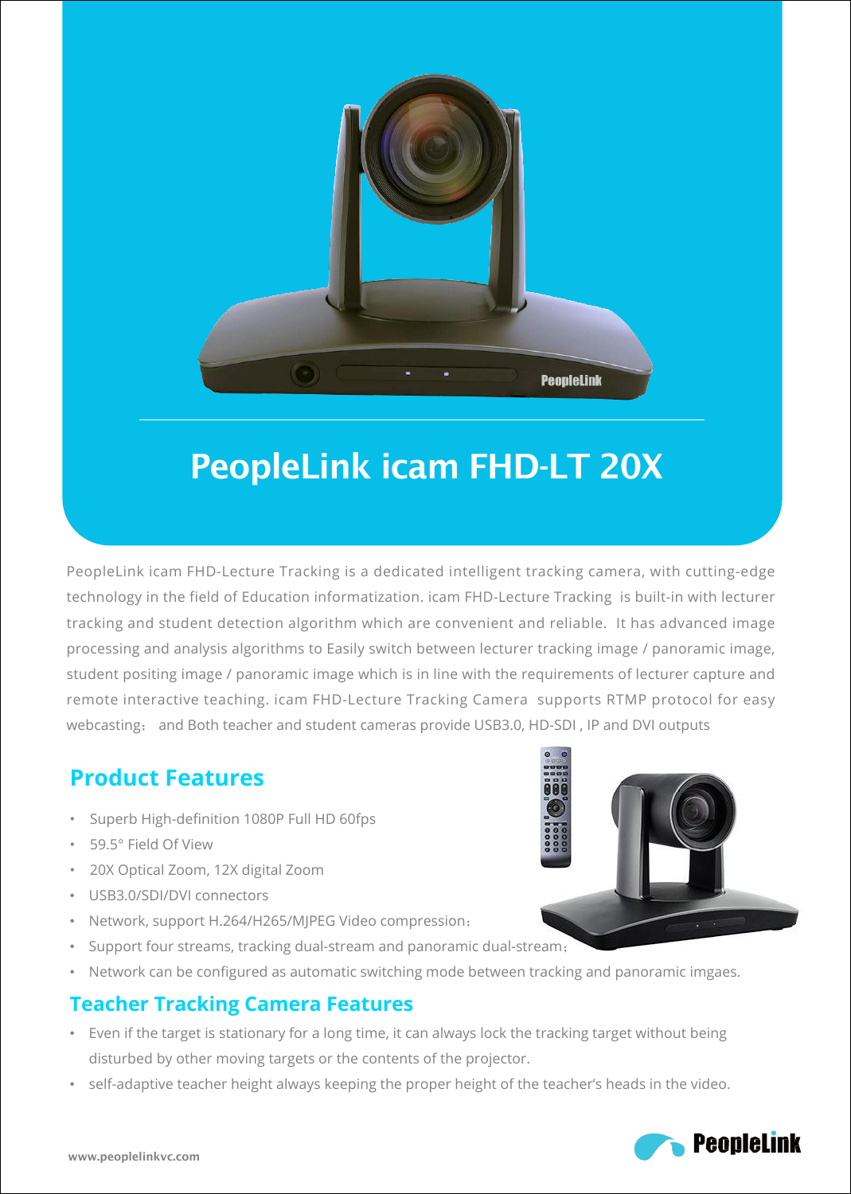# PeopleLink icam FHD-LT 20X

PeopleLink icam FHD-Lecture Tracking is a dedicated intelligent tracking camera, with cutting-edge technology in the field of Education informatization. icam FHD-Lecture Tracking is built-in with lecturer tracking and student detection algorithm which are convenient and reliable. It has advanced image processing and analysis algorithms to Easily switch between lecturer tracking image / panoramic image, student positing image / panoramic image which is in line with the requirements of lecturer capture and remote interactive teaching. icam FHD-Lecture Tracking Camera supports RTMP protocol for easy webcasting; and Both teacher and student cameras provide USB3.0, HD-SDI , IP and DVI outputs

## Product Features

- Superb High-definition 1080P Full HD 60fps
- 59.5° Field Of View
- 20X Optical Zoom, 12X digital Zoom
- USB3.0/SDI/DVI connectors
- Network, support H.264/H265/MJPEG Video compression;
- Support four streams, tracking dual-stream and panoramic dual-stream;
- Network can be configured as automatic switching mode between tracking and panoramic imgaes.

## Teacher Tracking Camera Features

- Even if the target is stationary for a long time, it can always lock the tracking target without being disturbed by other moving targets or the contents of the projector.
- self-adaptive teacher height always keeping the proper height of the teacher's heads in the video.

www.peoplelinkvc.com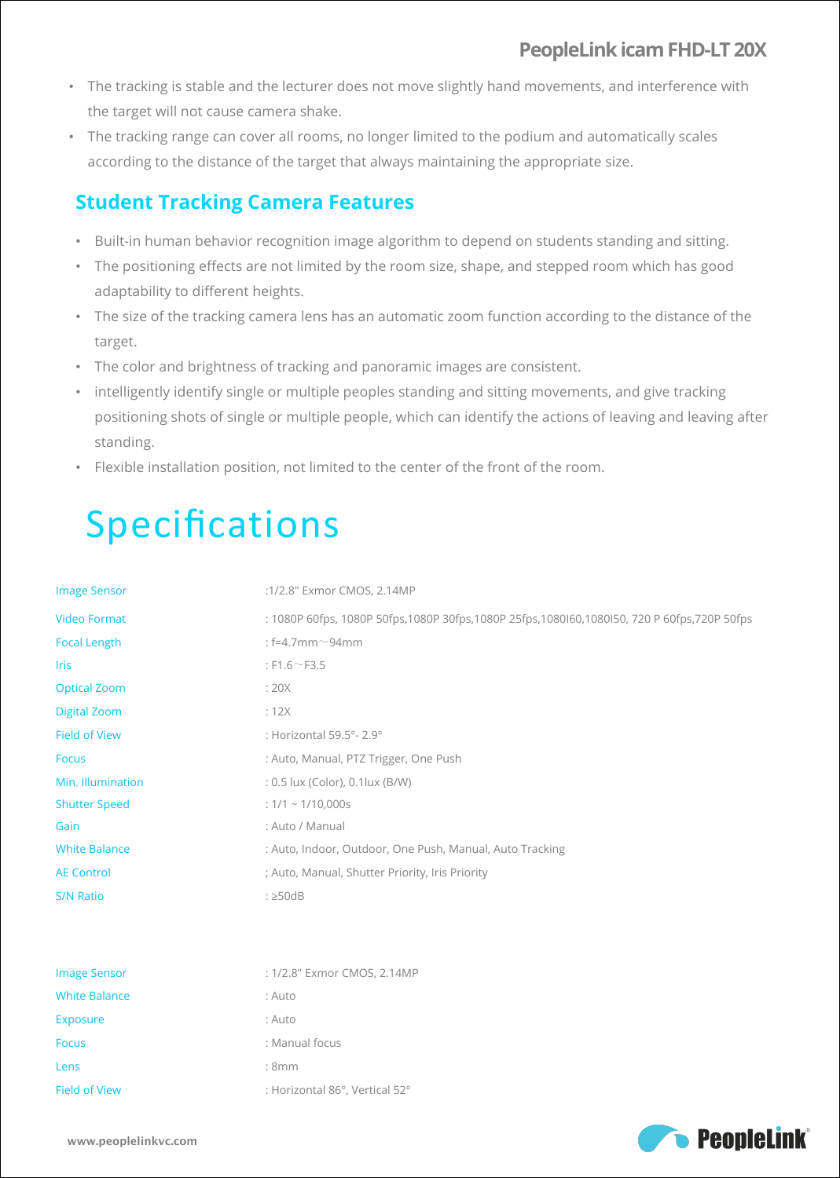- The tracking is stable and the lecturer does not move slightly hand movements, and interference with the target will not cause camera shake.
- The tracking range can cover all rooms, no longer limited to the podium and automatically scales according to the distance of the target that always maintaining the appropriate size.

## Student Tracking Camera Features

- Built-in human behavior recognition image algorithm to depend on students standing and sitting.
- The positioning effects are not limited by the room size, shape, and stepped room which has good adaptability to different heights.
- The size of the tracking camera lens has an automatic zoom function according to the distance of the target.
- The color and brightness of tracking and panoramic images are consistent.
- intelligently identify single or multiple peoples standing and sitting movements, and give tracking positioning shots of single or multiple people, which can identify the actions of leaving and leaving after standing.
- Flexible installation position, not limited to the center of the front of the room.

# Specifications

| | |
|---|---|
| Image Sensor | :1/2.8" Exmor CMOS, 2.14MP |
| Video Format | : 1080P 60fps, 1080P 50fps,1080P 30fps,1080P 25fps,1080I60,1080I50, 720 P 60fps,720P 50fps |
| Focal Length | : f=4.7mm～94mm |
| Iris | : F1.6～F3.5 |
| Optical Zoom | : 20X |
| Digital Zoom | : 12X |
| Field of View | : Horizontal 59.5°- 2.9° |
| Focus | : Auto, Manual, PTZ Trigger, One Push |
| Min. Illumination | : 0.5 lux (Color), 0.1lux (B/W) |
| Shutter Speed | : 1/1 ~ 1/10,000s |
| Gain | : Auto / Manual |
| White Balance | : Auto, Indoor, Outdoor, One Push, Manual, Auto Tracking |
| AE Control | ; Auto, Manual, Shutter Priority, Iris Priority |
| S/N Ratio | : ≥50dB |

| | |
|---|---|
| Image Sensor | : 1/2.8" Exmor CMOS, 2.14MP |
| White Balance | : Auto |
| Exposure | : Auto |
| Focus | : Manual focus |
| Lens | : 8mm |
| Field of View | : Horizontal 86°, Vertical 52° |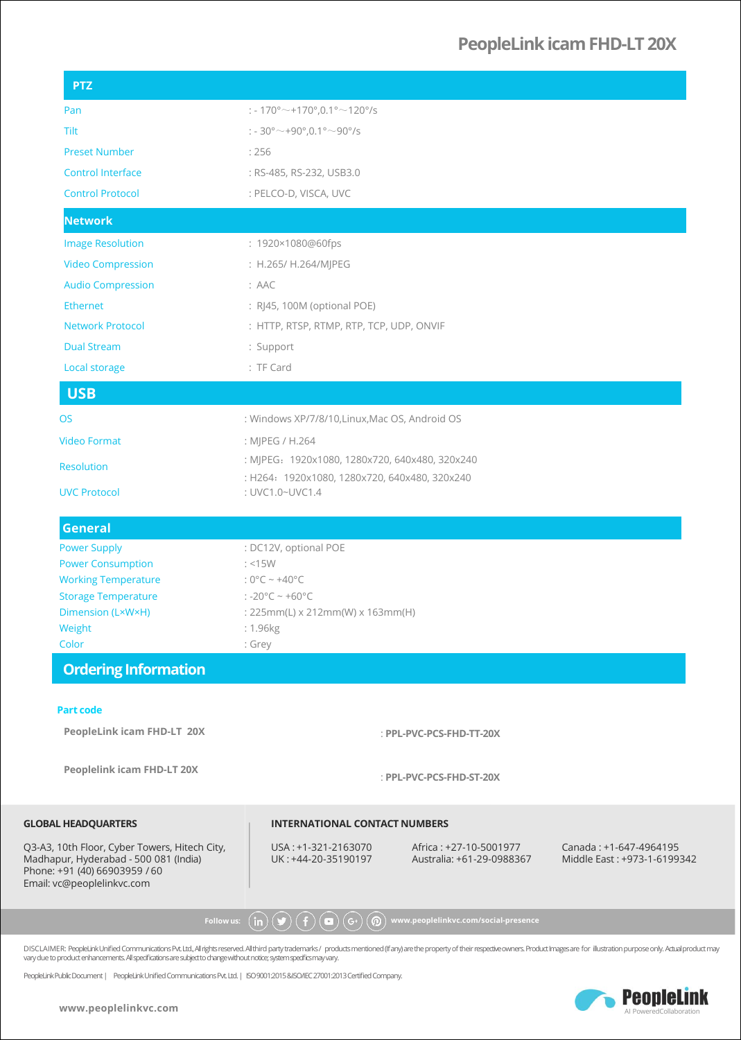# PeopleLink icam FHD-LT 20X

## PTZ

| | |
|---|---|
| Pan | : - 170°～+170°,0.1°～120°/s |
| Tilt | : - 30°～+90°,0.1°～90°/s |
| Preset Number | : 256 |
| Control Interface | : RS-485, RS-232, USB3.0 |
| Control Protocol | : PELCO-D, VISCA, UVC |

## Network

| | |
|---|---|
| Image Resolution | : 1920×1080@60fps |
| Video Compression | : H.265/ H.264/MJPEG |
| Audio Compression | : AAC |
| Ethernet | : RJ45, 100M (optional POE) |
| Network Protocol | : HTTP, RTSP, RTMP, RTP, TCP, UDP, ONVIF |
| Dual Stream | : Support |
| Local storage | : TF Card |

## USB

| | |
|---|---|
| OS | : Windows XP/7/8/10,Linux,Mac OS, Android OS |
| Video Format | : MJPEG / H.264 |
| Resolution | : MJPEG：1920x1080, 1280x720, 640x480, 320x240<br>: H264：1920x1080, 1280x720, 640x480, 320x240 |
| UVC Protocol | : UVC1.0~UVC1.4 |

## General

| | |
|---|---|
| Power Supply | : DC12V, optional POE |
| Power Consumption | : <15W |
| Working Temperature | : 0°C ~ +40°C |
| Storage Temperature | : -20°C ~ +60°C |
| Dimension (L×W×H) | : 225mm(L) x 212mm(W) x 163mm(H) |
| Weight | : 1.96kg |
| Color | : Grey |

## Ordering Information

**Part code**

| | |
|---|---|
| **PeopleLink icam FHD-LT 20X** | **: PPL-PVC-PCS-FHD-TT-20X** |
| **Peoplelink icam FHD-LT 20X** | **: PPL-PVC-PCS-FHD-ST-20X** |

**GLOBAL HEADQUARTERS**

Q3-A3, 10th Floor, Cyber Towers, Hitech City, Madhapur, Hyderabad - 500 081 (India)
Phone: +91 (40) 66903959 / 60
Email: vc@peoplelinkvc.com

**INTERNATIONAL CONTACT NUMBERS**

USA : +1-321-2163070
UK : +44-20-35190197
Africa : +27-10-5001977
Australia: +61-29-0988367
Canada : +1-647-4964195
Middle East : +973-1-6199342

Follow us: www.peoplelinkvc.com/social-presence

DISCLAIMER: PeopleLink Unified Communications Pvt. Ltd., All rights reserved. All third party trademarks / products mentioned (if any) are the property of their respective owners. Product Images are for illustration purpose only. Actual product may vary due to product enhancements. All specifications are subject to change without notice; system specifics may vary.

PeopleLink Public Document | PeopleLink Unified Communications Pvt. Ltd. | ISO 9001:2015 & ISO/IEC 27001:2013 Certified Company.

www.peoplelinkvc.com

PeopleLink
AI Powered Collaboration